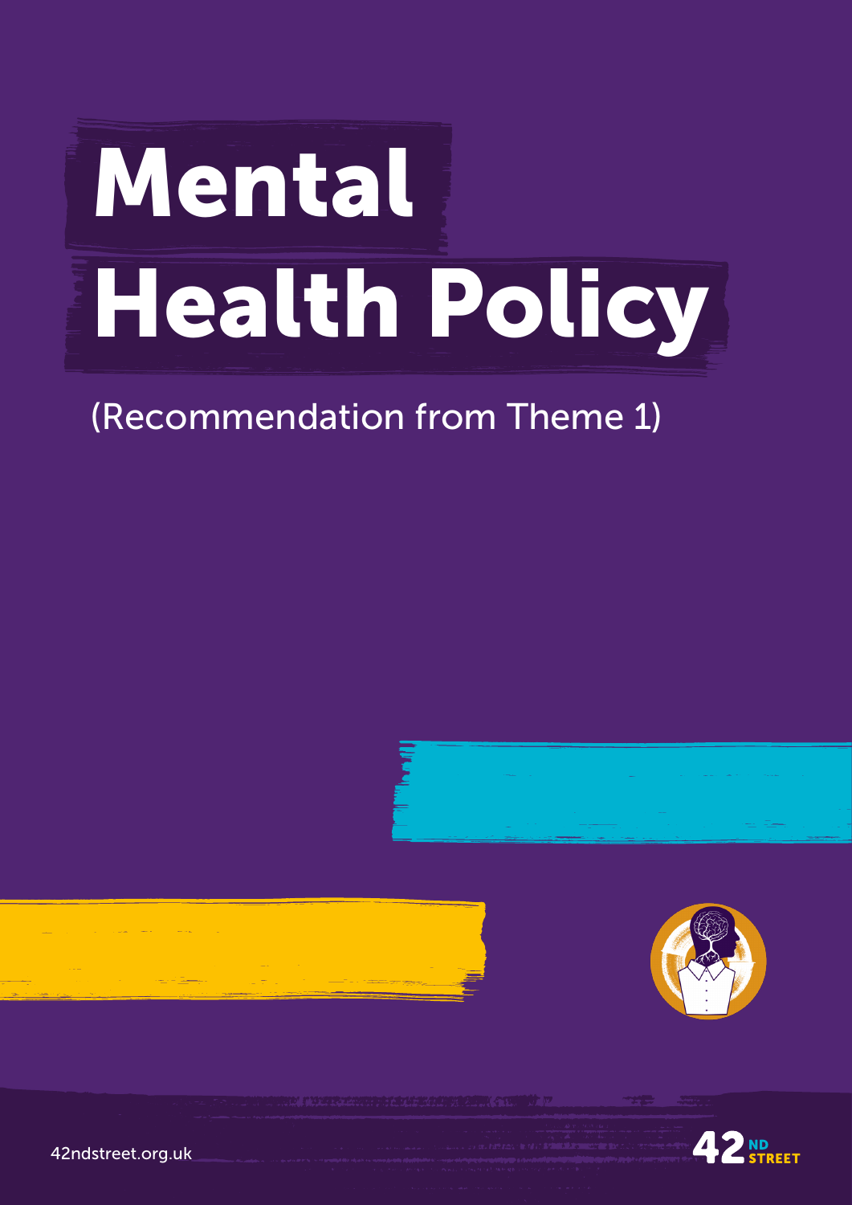# Mental Health Policy

(Recommendation from Theme 1)

42ndstreet.org.uk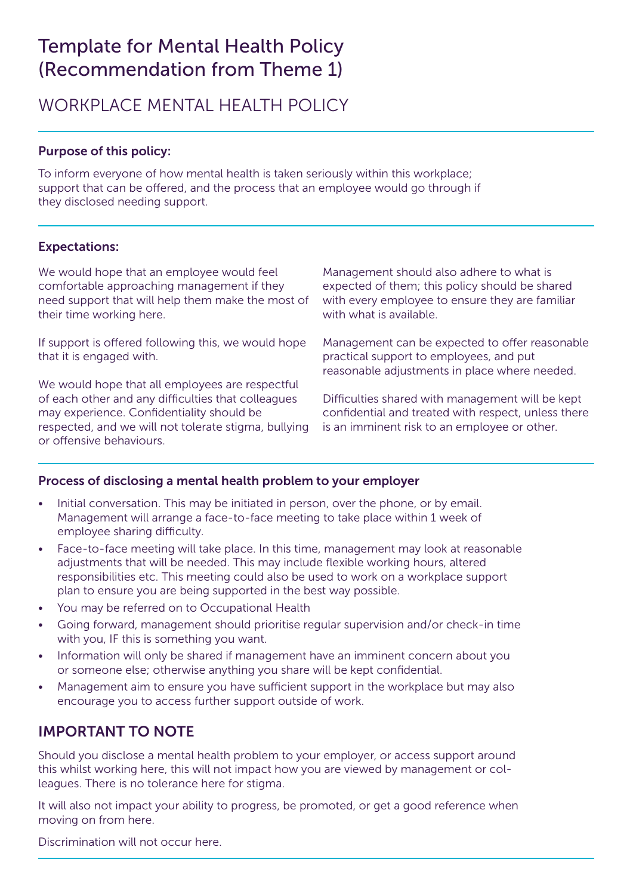# Template for Mental Health Policy (Recommendation from Theme 1)

## WORKPLACE MENTAL HEALTH POLICY

### Purpose of this policy:

To inform everyone of how mental health is taken seriously within this workplace; support that can be offered, and the process that an employee would go through if they disclosed needing support.

### Expectations:

We would hope that an employee would feel comfortable approaching management if they need support that will help them make the most of their time working here.

If support is offered following this, we would hope that it is engaged with.

We would hope that all employees are respectful of each other and any difficulties that colleagues may experience. Confidentiality should be respected, and we will not tolerate stigma, bullying or offensive behaviours.

Management should also adhere to what is expected of them; this policy should be shared with every employee to ensure they are familiar with what is available.

Management can be expected to offer reasonable practical support to employees, and put reasonable adjustments in place where needed.

Difficulties shared with management will be kept confidential and treated with respect, unless there is an imminent risk to an employee or other.

### Process of disclosing a mental health problem to your employer

- Initial conversation. This may be initiated in person, over the phone, or by email. Management will arrange a face-to-face meeting to take place within 1 week of employee sharing difficulty.
- Face-to-face meeting will take place. In this time, management may look at reasonable adjustments that will be needed. This may include flexible working hours, altered responsibilities etc. This meeting could also be used to work on a workplace support plan to ensure you are being supported in the best way possible.
- You may be referred on to Occupational Health
- Going forward, management should prioritise regular supervision and/or check-in time with you, IF this is something you want.
- Information will only be shared if management have an imminent concern about you or someone else; otherwise anything you share will be kept confidential.
- Management aim to ensure you have sufficient support in the workplace but may also encourage you to access further support outside of work.

## IMPORTANT TO NOTE

Should you disclose a mental health problem to your employer, or access support around this whilst working here, this will not impact how you are viewed by management or colleagues. There is no tolerance here for stigma.

It will also not impact your ability to progress, be promoted, or get a good reference when moving on from here.

Discrimination will not occur here.